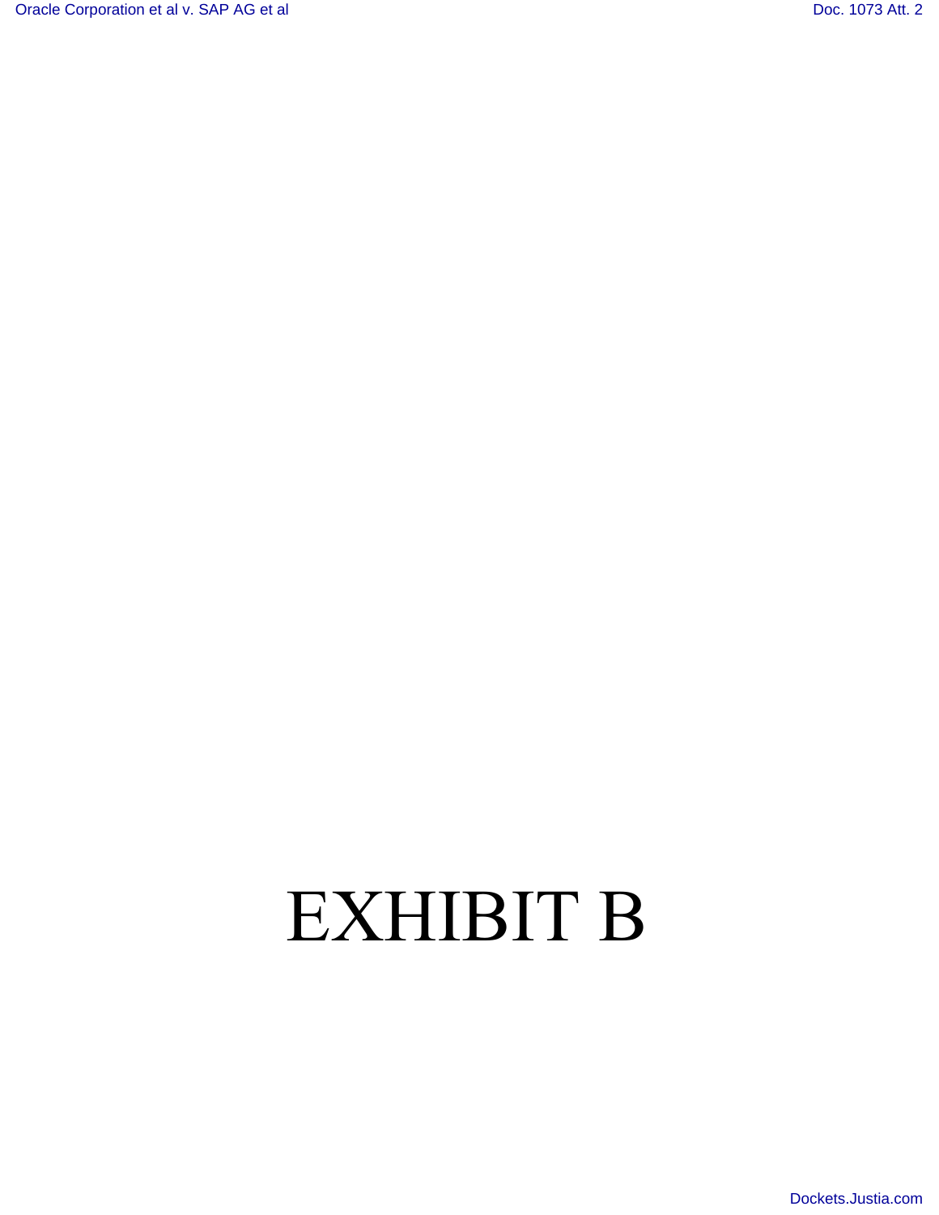# EXHIBIT B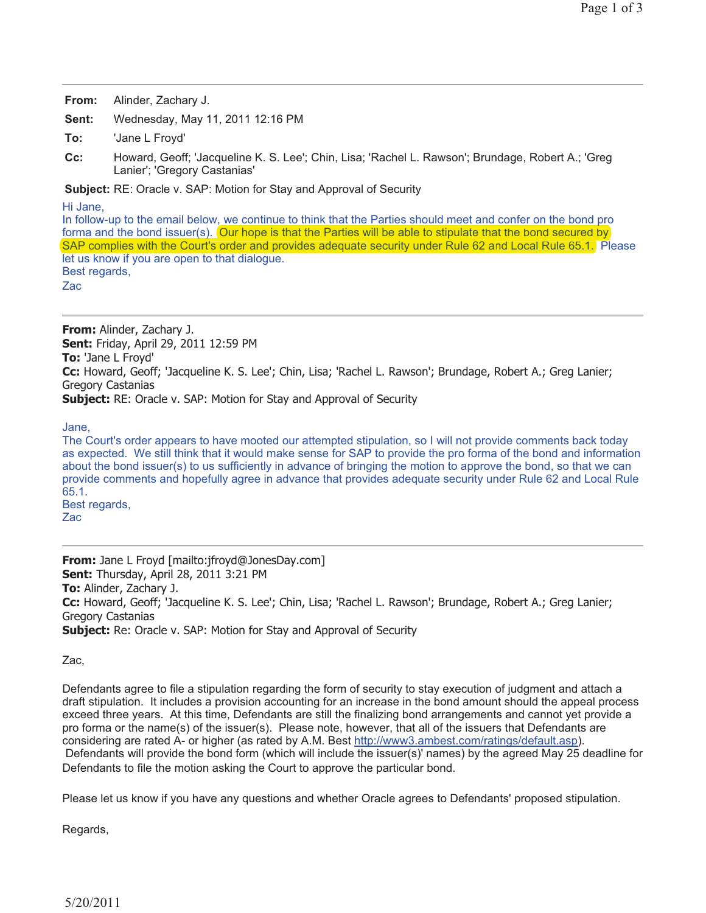**From:** Alinder, Zachary J.

**Sent:** Wednesday, May 11, 2011 12:16 PM

**To:** 'Jane L Froyd'

**Cc:** Howard, Geoff; 'Jacqueline K. S. Lee'; Chin, Lisa; 'Rachel L. Rawson'; Brundage, Robert A.; 'Greg Lanier'; 'Gregory Castanias'

**Subject:** RE: Oracle v. SAP: Motion for Stay and Approval of Security

Hi Jane,

In follow-up to the email below, we continue to think that the Parties should meet and confer on the bond pro forma and the bond issuer(s). Our hope is that the Parties will be able to stipulate that the bond secured by SAP complies with the Court's order and provides adequate security under Rule 62 and Local Rule 65.1. Please let us know if you are open to that dialogue.

Best regards,

Zac

---

**From:** Alinder, Zachary J.
**Sent:** Friday, April 29, 2011 12:59 PM
**To:** 'Jane L Froyd'
**Cc:** Howard, Geoff; 'Jacqueline K. S. Lee'; Chin, Lisa; 'Rachel L. Rawson'; Brundage, Robert A.; Greg Lanier; Gregory Castanias
**Subject:** RE: Oracle v. SAP: Motion for Stay and Approval of Security

Jane,

The Court's order appears to have mooted our attempted stipulation, so I will not provide comments back today as expected. We still think that it would make sense for SAP to provide the pro forma of the bond and information about the bond issuer(s) to us sufficiently in advance of bringing the motion to approve the bond, so that we can provide comments and hopefully agree in advance that provides adequate security under Rule 62 and Local Rule 65.1.

Best regards,

Zac

---

**From:** Jane L Froyd [mailto:jfroyd@JonesDay.com]
**Sent:** Thursday, April 28, 2011 3:21 PM
**To:** Alinder, Zachary J.
**Cc:** Howard, Geoff; 'Jacqueline K. S. Lee'; Chin, Lisa; 'Rachel L. Rawson'; Brundage, Robert A.; Greg Lanier; Gregory Castanias
**Subject:** Re: Oracle v. SAP: Motion for Stay and Approval of Security

Zac,

Defendants agree to file a stipulation regarding the form of security to stay execution of judgment and attach a draft stipulation. It includes a provision accounting for an increase in the bond amount should the appeal process exceed three years. At this time, Defendants are still the finalizing bond arrangements and cannot yet provide a pro forma or the name(s) of the issuer(s). Please note, however, that all of the issuers that Defendants are considering are rated A- or higher (as rated by A.M. Best http://www3.ambest.com/ratings/default.asp). Defendants will provide the bond form (which will include the issuer(s)' names) by the agreed May 25 deadline for Defendants to file the motion asking the Court to approve the particular bond.

Please let us know if you have any questions and whether Oracle agrees to Defendants' proposed stipulation.

Regards,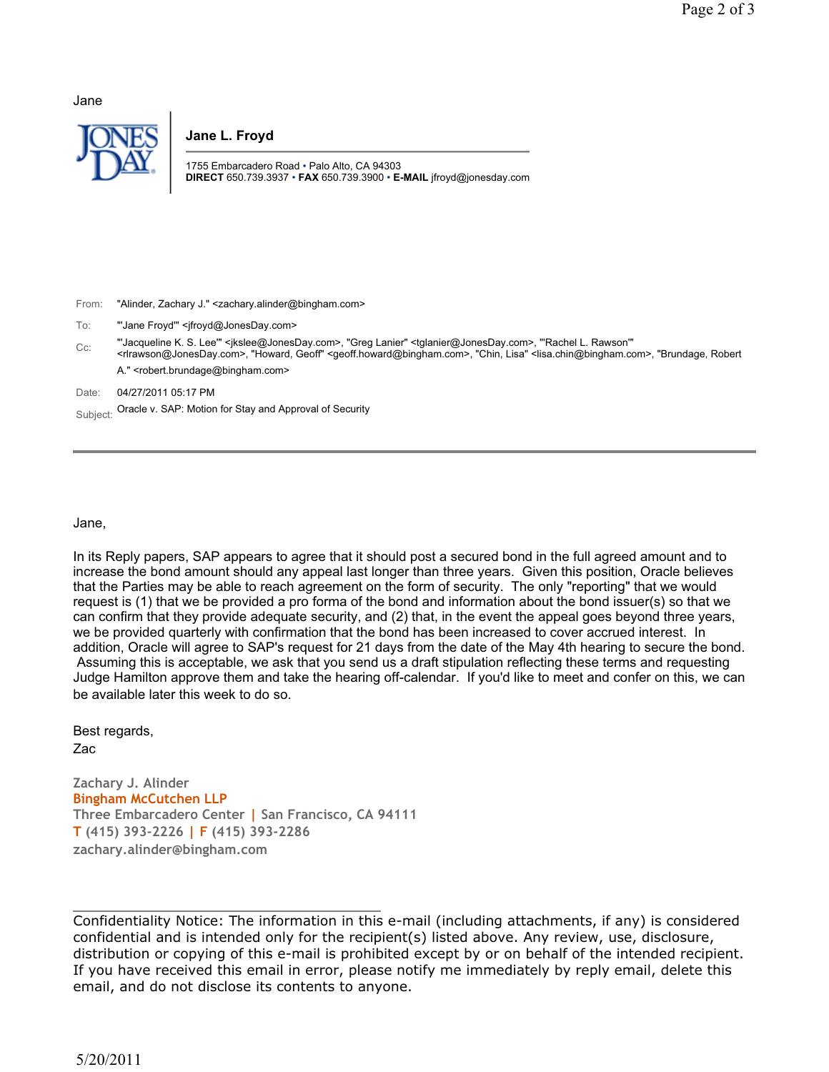Jane

JONES DAY

**Jane L. Froyd**

1755 Embarcadero Road • Palo Alto, CA 94303
**DIRECT** 650.739.3937 • **FAX** 650.739.3900 • **E-MAIL** jfroyd@jonesday.com

From: "Alinder, Zachary J." <zachary.alinder@bingham.com>

To: "'Jane Froyd'" <jfroyd@JonesDay.com>

Cc: "'Jacqueline K. S. Lee'" <jkslee@JonesDay.com>, "Greg Lanier" <tglanier@JonesDay.com>, "'Rachel L. Rawson'" <rlrawson@JonesDay.com>, "Howard, Geoff" <geoff.howard@bingham.com>, "Chin, Lisa" <lisa.chin@bingham.com>, "Brundage, Robert A." <robert.brundage@bingham.com>

Date: 04/27/2011 05:17 PM

Subject: Oracle v. SAP: Motion for Stay and Approval of Security

---

Jane,

In its Reply papers, SAP appears to agree that it should post a secured bond in the full agreed amount and to increase the bond amount should any appeal last longer than three years. Given this position, Oracle believes that the Parties may be able to reach agreement on the form of security. The only "reporting" that we would request is (1) that we be provided a pro forma of the bond and information about the bond issuer(s) so that we can confirm that they provide adequate security, and (2) that, in the event the appeal goes beyond three years, we be provided quarterly with confirmation that the bond has been increased to cover accrued interest. In addition, Oracle will agree to SAP's request for 21 days from the date of the May 4th hearing to secure the bond. Assuming this is acceptable, we ask that you send us a draft stipulation reflecting these terms and requesting Judge Hamilton approve them and take the hearing off-calendar. If you'd like to meet and confer on this, we can be available later this week to do so.

Best regards,
Zac

Zachary J. Alinder
Bingham McCutchen LLP
Three Embarcadero Center | San Francisco, CA 94111
T (415) 393-2226 | F (415) 393-2286
zachary.alinder@bingham.com

---

Confidentiality Notice: The information in this e-mail (including attachments, if any) is considered confidential and is intended only for the recipient(s) listed above. Any review, use, disclosure, distribution or copying of this e-mail is prohibited except by or on behalf of the intended recipient. If you have received this email in error, please notify me immediately by reply email, delete this email, and do not disclose its contents to anyone.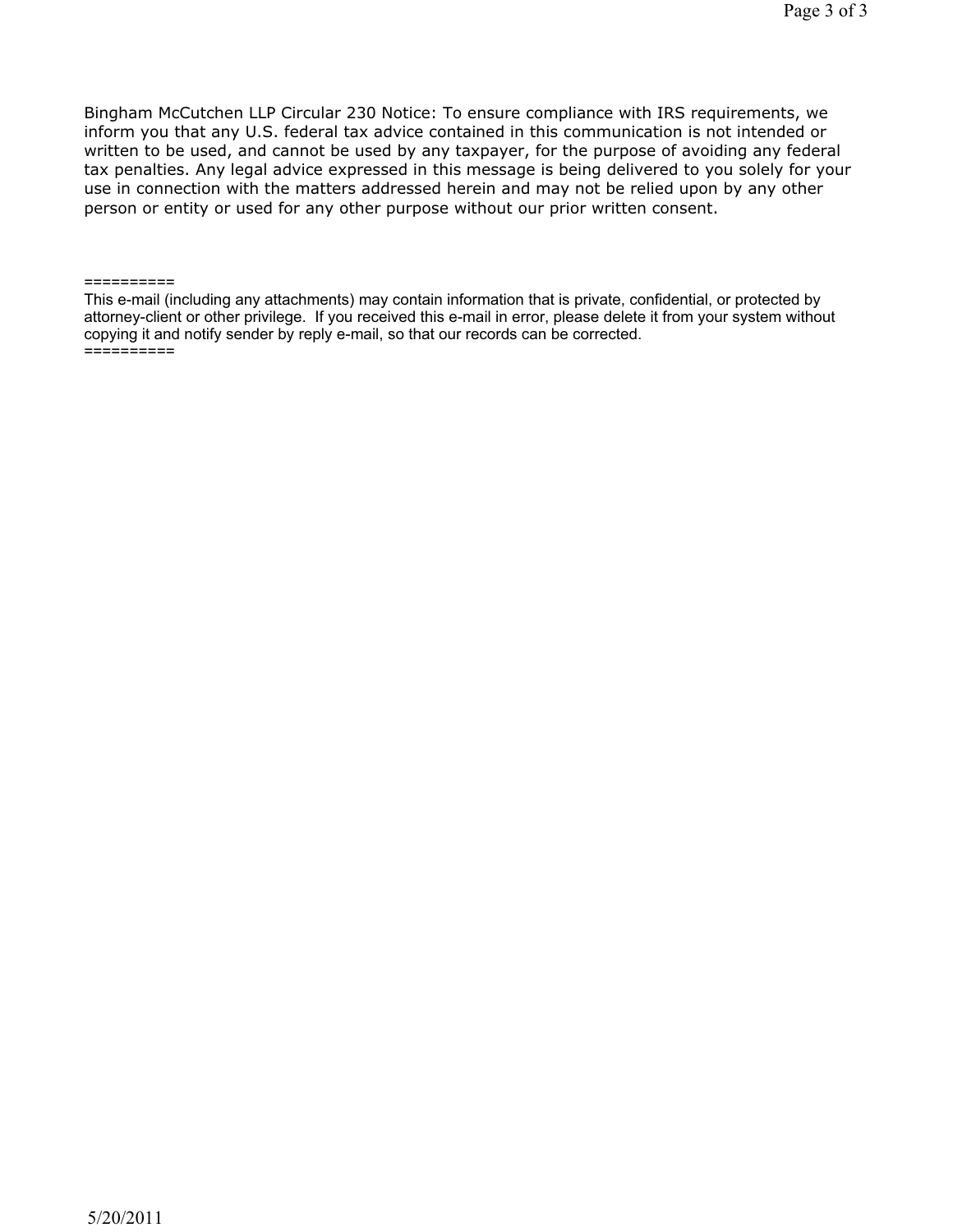Bingham McCutchen LLP Circular 230 Notice: To ensure compliance with IRS requirements, we inform you that any U.S. federal tax advice contained in this communication is not intended or written to be used, and cannot be used by any taxpayer, for the purpose of avoiding any federal tax penalties. Any legal advice expressed in this message is being delivered to you solely for your use in connection with the matters addressed herein and may not be relied upon by any other person or entity or used for any other purpose without our prior written consent.

==========

This e-mail (including any attachments) may contain information that is private, confidential, or protected by attorney-client or other privilege. If you received this e-mail in error, please delete it from your system without copying it and notify sender by reply e-mail, so that our records can be corrected.

==========